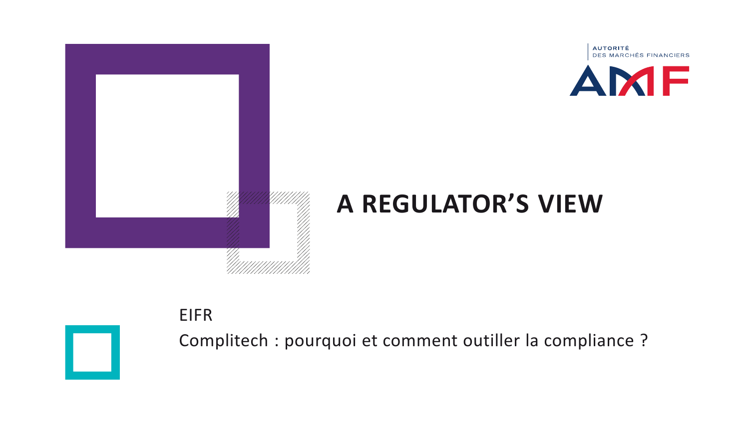AUTORITÉ DES MARCHÉS FINANCIERS

AMF

# A REGULATOR'S VIEW

EIFR

Complitech : pourquoi et comment outiller la compliance ?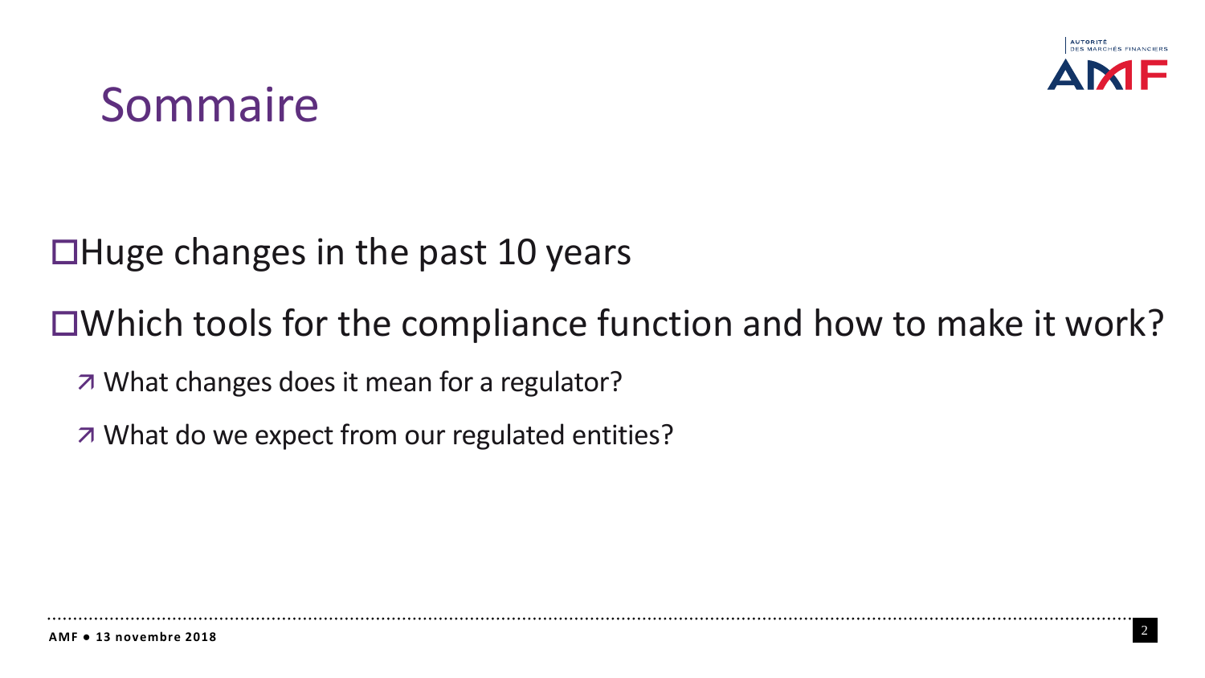# Sommaire

- Huge changes in the past 10 years
- Which tools for the compliance function and how to make it work?
  - What changes does it mean for a regulator?
  - What do we expect from our regulated entities?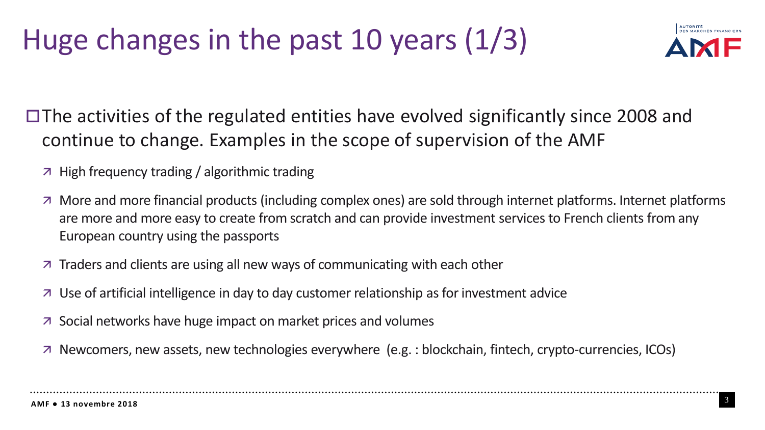# Huge changes in the past 10 years (1/3)

- The activities of the regulated entities have evolved significantly since 2008 and continue to change. Examples in the scope of supervision of the AMF
  - High frequency trading / algorithmic trading
  - More and more financial products (including complex ones) are sold through internet platforms. Internet platforms are more and more easy to create from scratch and can provide investment services to French clients from any European country using the passports
  - Traders and clients are using all new ways of communicating with each other
  - Use of artificial intelligence in day to day customer relationship as for investment advice
  - Social networks have huge impact on market prices and volumes
  - Newcomers, new assets, new technologies everywhere (e.g. : blockchain, fintech, crypto-currencies, ICOs)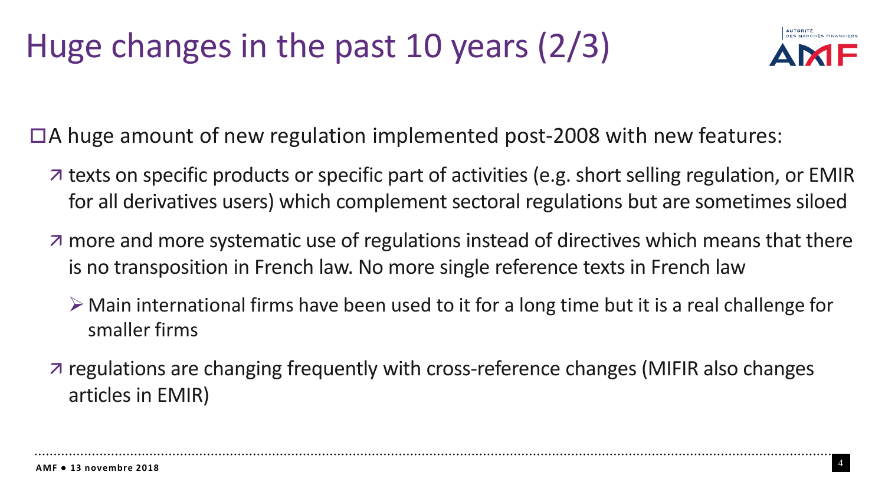# Huge changes in the past 10 years (2/3)

- A huge amount of new regulation implemented post-2008 with new features:
  - texts on specific products or specific part of activities (e.g. short selling regulation, or EMIR for all derivatives users) which complement sectoral regulations but are sometimes siloed
  - more and more systematic use of regulations instead of directives which means that there is no transposition in French law. No more single reference texts in French law
    - Main international firms have been used to it for a long time but it is a real challenge for smaller firms
  - regulations are changing frequently with cross-reference changes (MIFIR also changes articles in EMIR)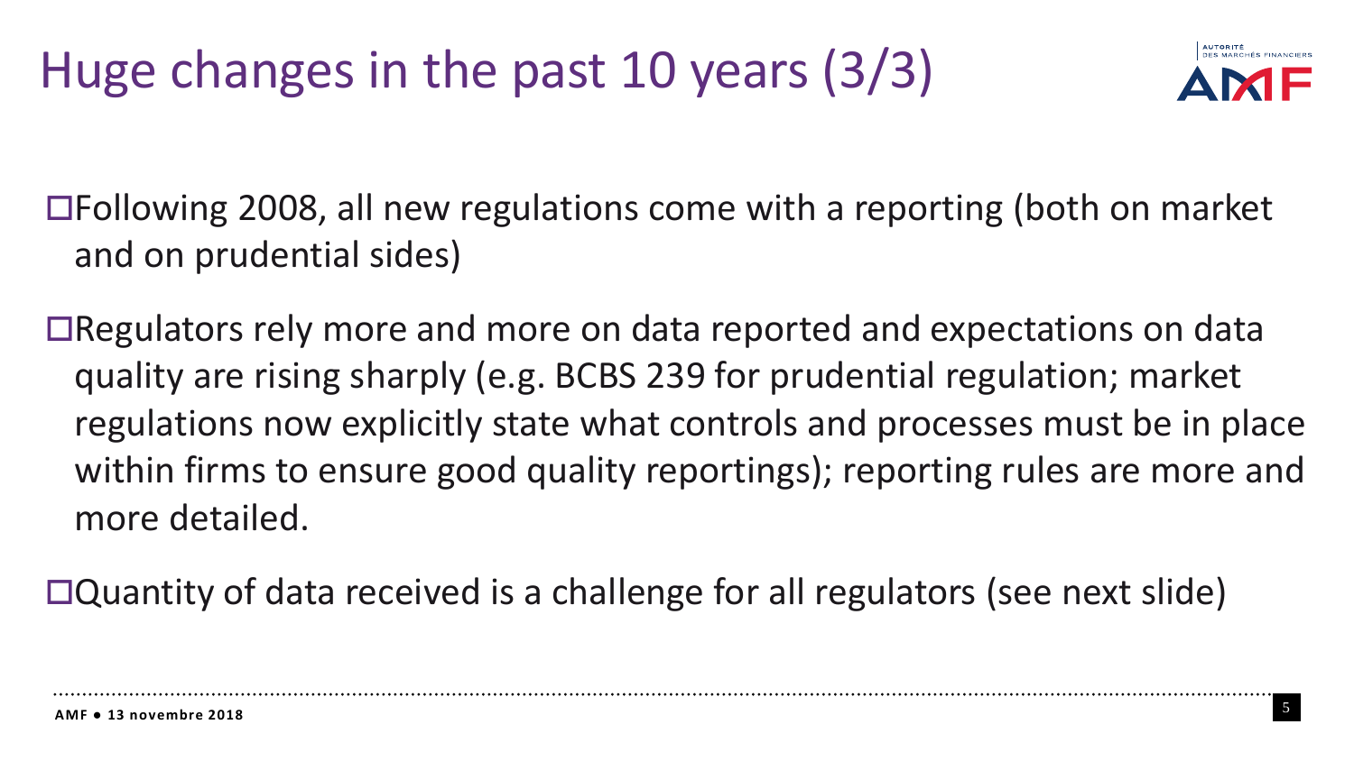# Huge changes in the past 10 years (3/3)

- Following 2008, all new regulations come with a reporting (both on market and on prudential sides)
- Regulators rely more and more on data reported and expectations on data quality are rising sharply (e.g. BCBS 239 for prudential regulation; market regulations now explicitly state what controls and processes must be in place within firms to ensure good quality reportings); reporting rules are more and more detailed.
- Quantity of data received is a challenge for all regulators (see next slide)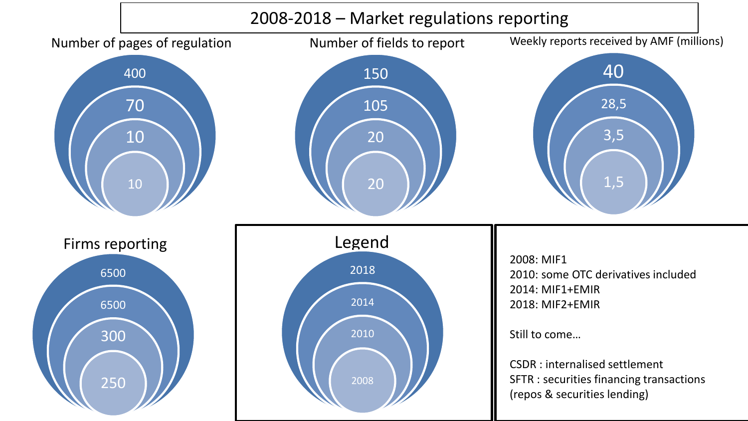# 2008-2018 – Market regulations reporting

| | 2008 | 2010 | 2014 | 2018 |
|---|---|---|---|---|
| Number of pages of regulation | 10 | 10 | 70 | 400 |
| Number of fields to report | 20 | 20 | 105 | 150 |
| Weekly reports received by AMF (millions) | 1,5 | 3,5 | 28,5 | 40 |
| Firms reporting | 250 | 300 | 6500 | 6500 |

**Legend**

- 2018
- 2014
- 2010
- 2008

2008: MIF1
2010: some OTC derivatives included
2014: MIF1+EMIR
2018: MIF2+EMIR

Still to come…

CSDR : internalised settlement
SFTR : securities financing transactions (repos & securities lending)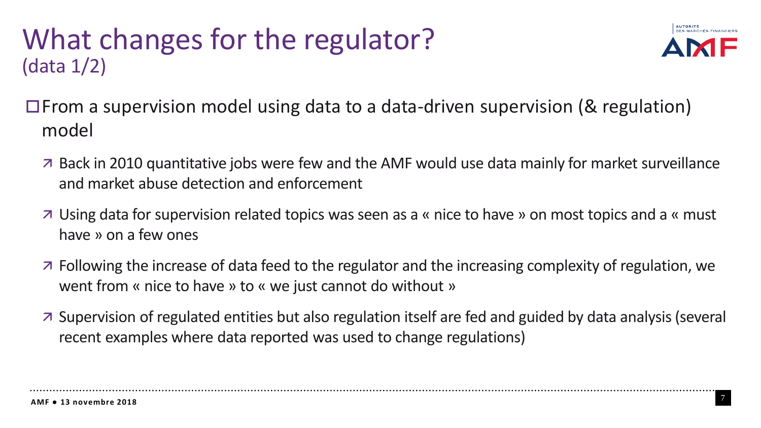# What changes for the regulator?
## (data 1/2)

- From a supervision model using data to a data-driven supervision (& regulation) model
  - Back in 2010 quantitative jobs were few and the AMF would use data mainly for market surveillance and market abuse detection and enforcement
  - Using data for supervision related topics was seen as a « nice to have » on most topics and a « must have » on a few ones
  - Following the increase of data feed to the regulator and the increasing complexity of regulation, we went from « nice to have » to « we just cannot do without »
  - Supervision of regulated entities but also regulation itself are fed and guided by data analysis (several recent examples where data reported was used to change regulations)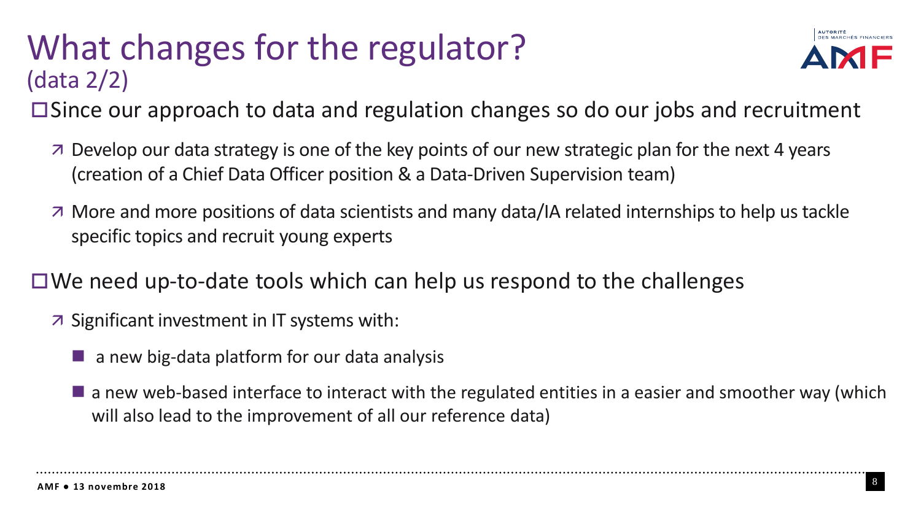# What changes for the regulator?
(data 2/2)

- Since our approach to data and regulation changes so do our jobs and recruitment
  - Develop our data strategy is one of the key points of our new strategic plan for the next 4 years (creation of a Chief Data Officer position & a Data-Driven Supervision team)
  - More and more positions of data scientists and many data/IA related internships to help us tackle specific topics and recruit young experts

- We need up-to-date tools which can help us respond to the challenges
  - Significant investment in IT systems with:
    - a new big-data platform for our data analysis
    - a new web-based interface to interact with the regulated entities in a easier and smoother way (which will also lead to the improvement of all our reference data)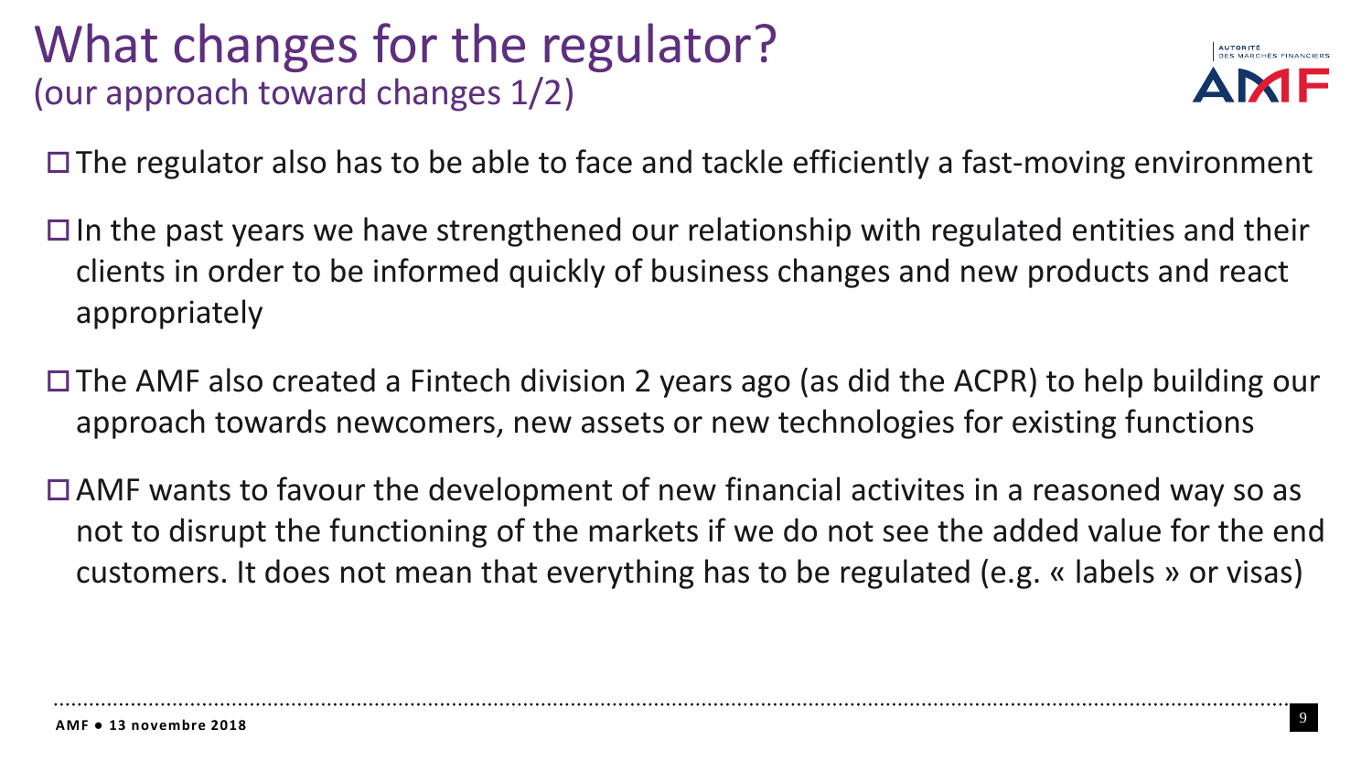# What changes for the regulator?
## (our approach toward changes 1/2)

- The regulator also has to be able to face and tackle efficiently a fast-moving environment
- In the past years we have strengthened our relationship with regulated entities and their clients in order to be informed quickly of business changes and new products and react appropriately
- The AMF also created a Fintech division 2 years ago (as did the ACPR) to help building our approach towards newcomers, new assets or new technologies for existing functions
- AMF wants to favour the development of new financial activites in a reasoned way so as not to disrupt the functioning of the markets if we do not see the added value for the end customers. It does not mean that everything has to be regulated (e.g. « labels » or visas)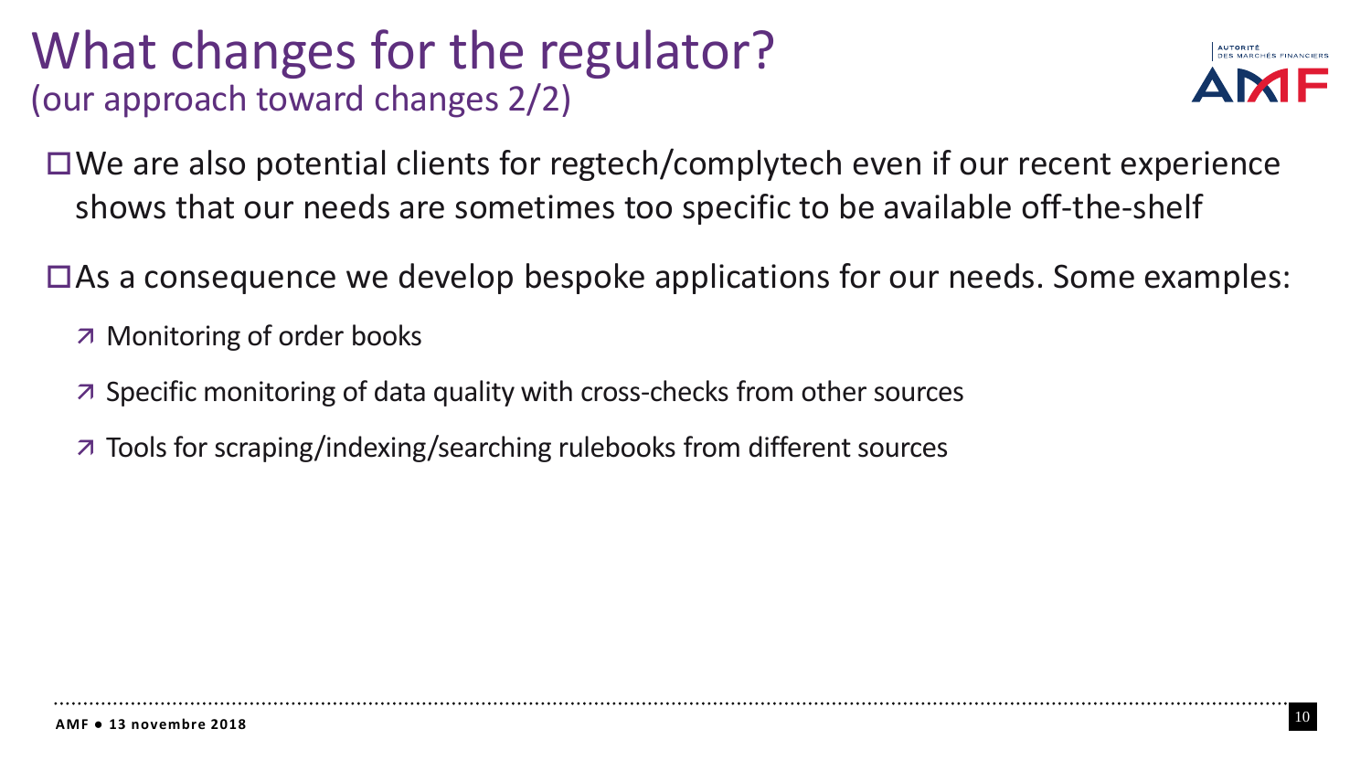# What changes for the regulator?
## (our approach toward changes 2/2)

- We are also potential clients for regtech/complytech even if our recent experience shows that our needs are sometimes too specific to be available off-the-shelf
- As a consequence we develop bespoke applications for our needs. Some examples:
  - Monitoring of order books
  - Specific monitoring of data quality with cross-checks from other sources
  - Tools for scraping/indexing/searching rulebooks from different sources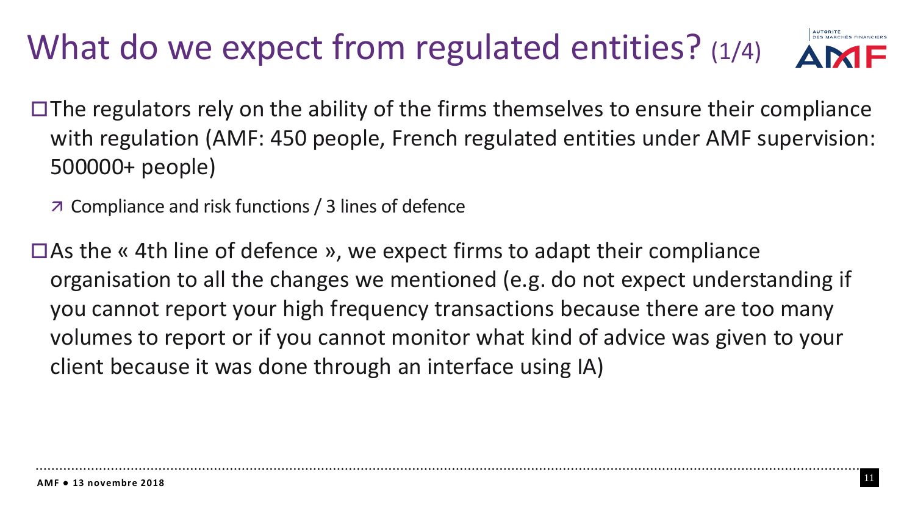# What do we expect from regulated entities? (1/4)

- The regulators rely on the ability of the firms themselves to ensure their compliance with regulation (AMF: 450 people, French regulated entities under AMF supervision: 500000+ people)
  - Compliance and risk functions / 3 lines of defence
- As the « 4th line of defence », we expect firms to adapt their compliance organisation to all the changes we mentioned (e.g. do not expect understanding if you cannot report your high frequency transactions because there are too many volumes to report or if you cannot monitor what kind of advice was given to your client because it was done through an interface using IA)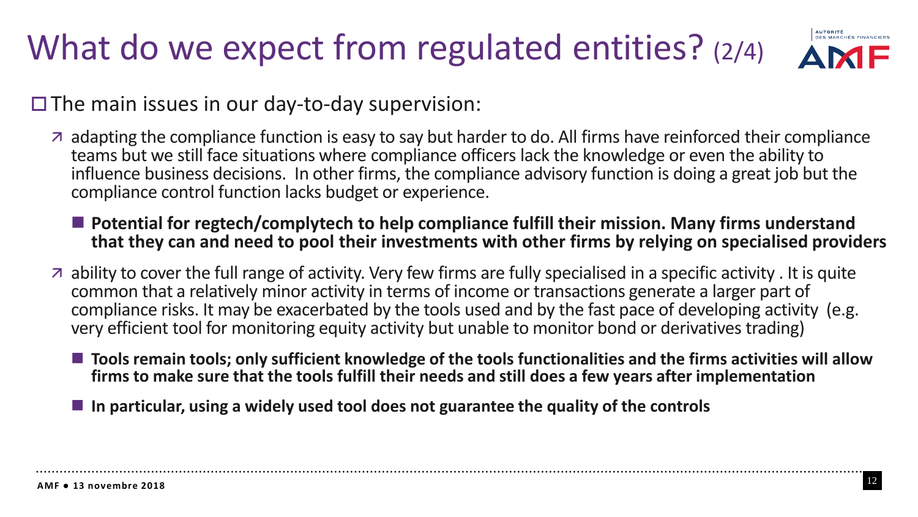# What do we expect from regulated entities? (2/4)

- The main issues in our day-to-day supervision:
  - adapting the compliance function is easy to say but harder to do. All firms have reinforced their compliance teams but we still face situations where compliance officers lack the knowledge or even the ability to influence business decisions. In other firms, the compliance advisory function is doing a great job but the compliance control function lacks budget or experience.
    - **Potential for regtech/complytech to help compliance fulfill their mission. Many firms understand that they can and need to pool their investments with other firms by relying on specialised providers**
  - ability to cover the full range of activity. Very few firms are fully specialised in a specific activity . It is quite common that a relatively minor activity in terms of income or transactions generate a larger part of compliance risks. It may be exacerbated by the tools used and by the fast pace of developing activity (e.g. very efficient tool for monitoring equity activity but unable to monitor bond or derivatives trading)
    - **Tools remain tools; only sufficient knowledge of the tools functionalities and the firms activities will allow firms to make sure that the tools fulfill their needs and still does a few years after implementation**
    - **In particular, using a widely used tool does not guarantee the quality of the controls**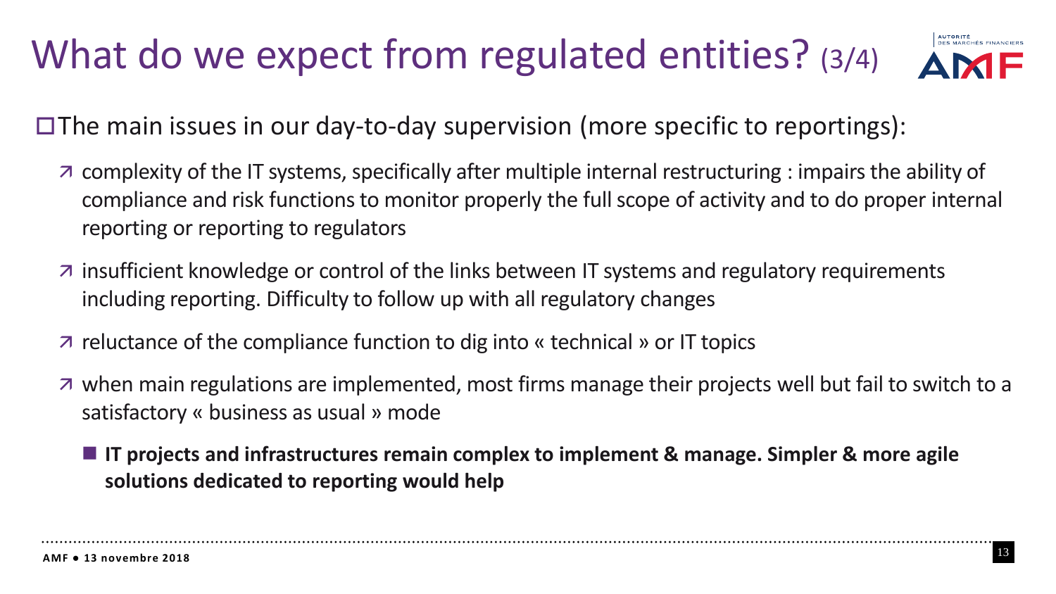# What do we expect from regulated entities? (3/4)

- The main issues in our day-to-day supervision (more specific to reportings):
  - complexity of the IT systems, specifically after multiple internal restructuring : impairs the ability of compliance and risk functions to monitor properly the full scope of activity and to do proper internal reporting or reporting to regulators
  - insufficient knowledge or control of the links between IT systems and regulatory requirements including reporting. Difficulty to follow up with all regulatory changes
  - reluctance of the compliance function to dig into « technical » or IT topics
  - when main regulations are implemented, most firms manage their projects well but fail to switch to a satisfactory « business as usual » mode
    - **IT projects and infrastructures remain complex to implement & manage. Simpler & more agile solutions dedicated to reporting would help**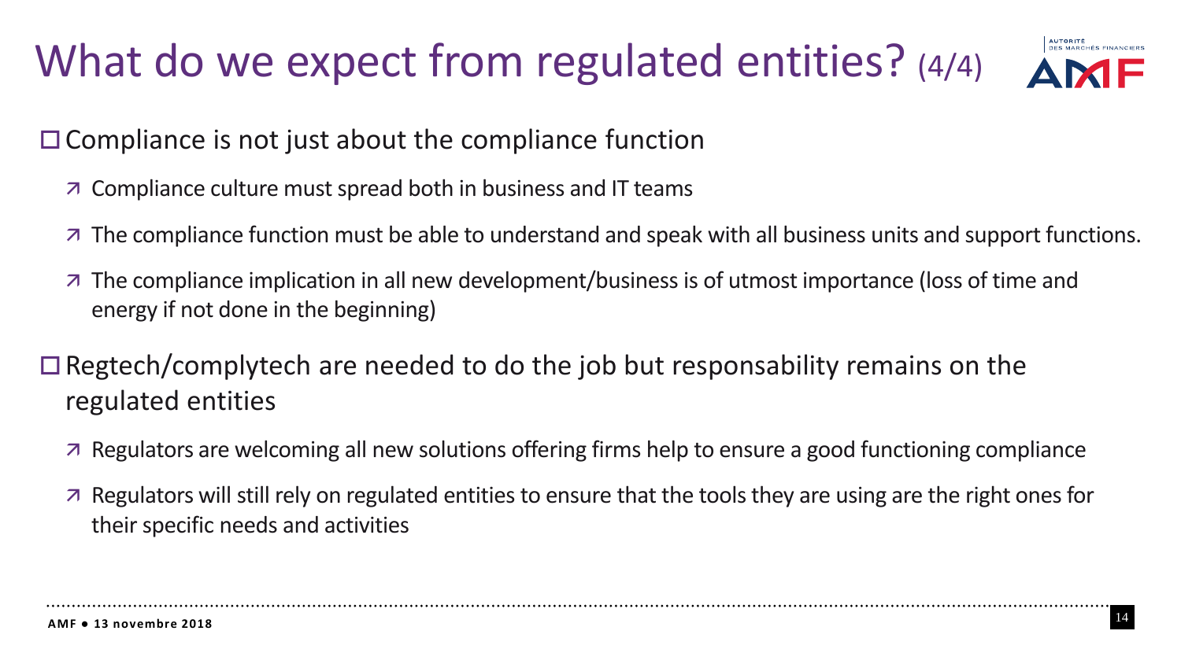# What do we expect from regulated entities? (4/4)

- Compliance is not just about the compliance function
  - Compliance culture must spread both in business and IT teams
  - The compliance function must be able to understand and speak with all business units and support functions.
  - The compliance implication in all new development/business is of utmost importance (loss of time and energy if not done in the beginning)
- Regtech/complytech are needed to do the job but responsability remains on the regulated entities
  - Regulators are welcoming all new solutions offering firms help to ensure a good functioning compliance
  - Regulators will still rely on regulated entities to ensure that the tools they are using are the right ones for their specific needs and activities